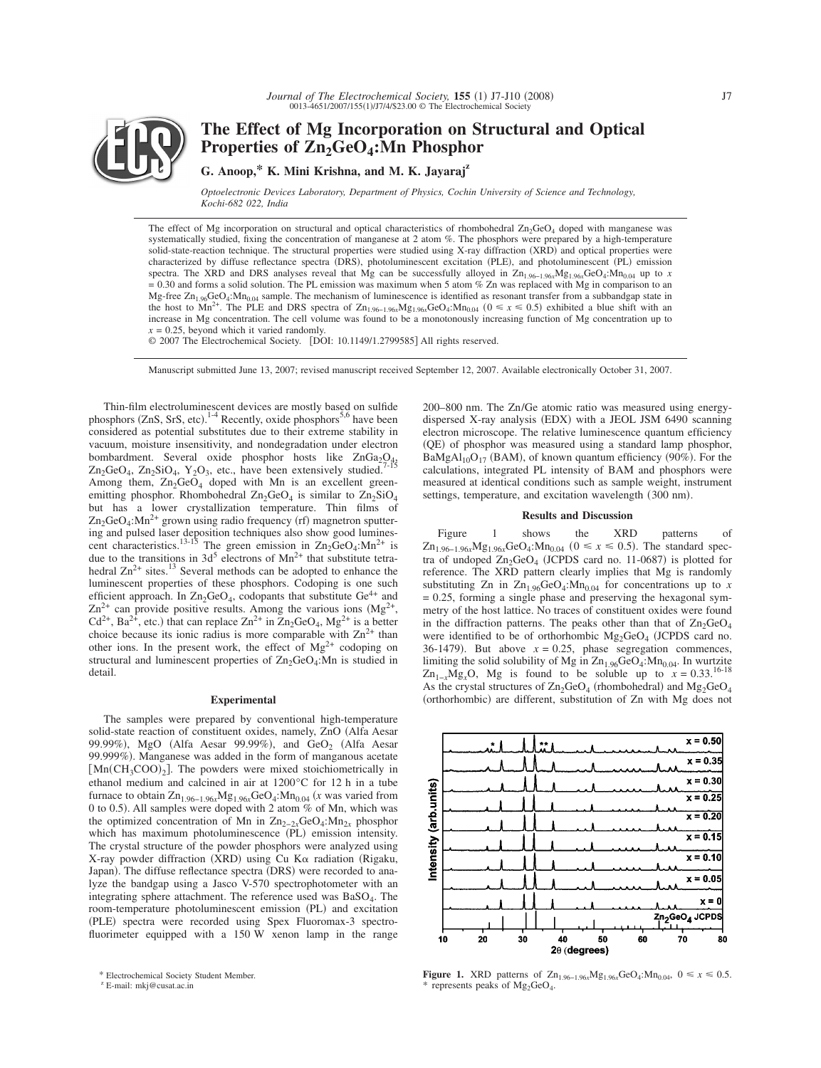# The Effect of Mg Incorporation on Structural and Optical Properties of $Zn_2GeO_4$:Mn Phosphor

**G. Anoop,\* K. Mini Krishna, and M. K. Jayaraj[z]**

*Optoelectronic Devices Laboratory, Department of Physics, Cochin University of Science and Technology, Kochi-682 022, India*

The effect of Mg incorporation on structural and optical characteristics of rhombohedral $Zn_2GeO_4$ doped with manganese was systematically studied, fixing the concentration of manganese at 2 atom %. The phosphors were prepared by a high-temperature solid-state-reaction technique. The structural properties were studied using X-ray diffraction (XRD) and optical properties were characterized by diffuse reflectance spectra (DRS), photoluminescent excitation (PLE), and photoluminescent (PL) emission spectra. The XRD and DRS analyses reveal that Mg can be successfully alloyed in $Zn_{1.96-1.96x}Mg_{1.96x}GeO_4:Mn_{0.04}$ up to $x = 0.30$ and forms a solid solution. The PL emission was maximum when 5 atom % Zn was replaced with Mg in comparison to an Mg-free $Zn_{1.96}GeO_4:Mn_{0.04}$ sample. The mechanism of luminescence is identified as resonant transfer from a subbandgap state in the host to $Mn^{2+}$. The PLE and DRS spectra of $Zn_{1.96-1.96x}Mg_{1.96x}GeO_4:Mn_{0.04}$ ($0 \leq x \leq 0.5$) exhibited a blue shift with an increase in Mg concentration. The cell volume was found to be a monotonously increasing function of Mg concentration up to $x = 0.25$, beyond which it varied randomly.

© 2007 The Electrochemical Society. [DOI: 10.1149/1.2799585] All rights reserved.

Manuscript submitted June 13, 2007; revised manuscript received September 12, 2007. Available electronically October 31, 2007.

Thin-film electroluminescent devices are mostly based on sulfide phosphors (ZnS, SrS, etc.).[1-4] Recently, oxide phosphors[5,6] have been considered as potential substitutes due to their extreme stability in vacuum, moisture insensitivity, and nondegradation under electron bombardment. Several oxide phosphor hosts like $ZnGa_2O_4$, $Zn_2GeO_4$, $Zn_2SiO_4$, $Y_2O_3$, etc., have been extensively studied.[7-15] Among them, $Zn_2GeO_4$ doped with Mn is an excellent green-emitting phosphor. Rhombohedral $Zn_2GeO_4$ is similar to $Zn_2SiO_4$ but has a lower crystallization temperature. Thin films of $Zn_2GeO_4:Mn^{2+}$ grown using radio frequency (rf) magnetron sputtering and pulsed laser deposition techniques also show good luminescent characteristics.[13-15] The green emission in $Zn_2GeO_4:Mn^{2+}$ is due to the transitions in $3d^5$ electrons of $Mn^{2+}$ that substitute tetrahedral $Zn^{2+}$ sites.[13] Several methods can be adopted to enhance the luminescent properties of these phosphors. Codoping is one such efficient approach. In $Zn_2GeO_4$, codopants that substitute $Ge^{4+}$ and $Zn^{2+}$ can provide positive results. Among the various ions ($Mg^{2+}$, $Cd^{2+}$, $Ba^{2+}$, etc.) that can replace $Zn^{2+}$ in $Zn_2GeO_4$, $Mg^{2+}$ is a better choice because its ionic radius is more comparable with $Zn^{2+}$ than other ions. In the present work, the effect of $Mg^{2+}$ codoping on structural and luminescent properties of $Zn_2GeO_4$:Mn is studied in detail.

## Experimental

The samples were prepared by conventional high-temperature solid-state reaction of constituent oxides, namely, ZnO (Alfa Aesar 99.99%), MgO (Alfa Aesar 99.99%), and $GeO_2$ (Alfa Aesar 99.999%). Manganese was added in the form of manganous acetate [$Mn(CH_3COO)_2$]. The powders were mixed stoichiometrically in ethanol medium and air calcined in air at 1200°C for 12 h in a tube furnace to obtain $Zn_{1.96-1.96x}Mg_{1.96x}GeO_4:Mn_{0.04}$ ($x$ was varied from 0 to 0.5). All samples were doped with 2 atom % of Mn, which was the optimized concentration of Mn in $Zn_{2-2x}GeO_4:Mn_{2x}$ phosphor which has maximum photoluminescence (PL) emission intensity. The crystal structure of the powder phosphors were analyzed using X-ray powder diffraction (XRD) using Cu Kα radiation (Rigaku, Japan). The diffuse reflectance spectra (DRS) were recorded to analyze the bandgap using a Jasco V-570 spectrophotometer with an integrating sphere attachment. The reference used was $BaSO_4$. The room-temperature photoluminescent emission (PL) and excitation (PLE) spectra were recorded using Spex Fluoromax-3 spectrofluorimeter equipped with a 150 W xenon lamp in the range 200–800 nm. The Zn/Ge atomic ratio was measured using energy-dispersed X-ray analysis (EDX) with a JEOL JSM 6490 scanning electron microscope. The relative luminescence quantum efficiency (QE) of phosphor was measured using a standard lamp phosphor, $BaMgAl_{10}O_{17}$ (BAM), of known quantum efficiency (90%). For the calculations, integrated PL intensity of BAM and phosphors were measured at identical conditions such as sample weight, instrument settings, temperature, and excitation wavelength (300 nm).

## Results and Discussion

Figure 1 shows the XRD patterns of $Zn_{1.96-1.96x}Mg_{1.96x}GeO_4:Mn_{0.04}$ ($0 \leq x \leq 0.5$). The standard spectra of undoped $Zn_2GeO_4$ (JCPDS card no. 11-0687) is plotted for reference. The XRD pattern clearly implies that Mg is randomly substituting Zn in $Zn_{1.96}GeO_4:Mn_{0.04}$ for concentrations up to $x = 0.25$, forming a single phase and preserving the hexagonal symmetry of the host lattice. No traces of constituent oxides were found in the diffraction patterns. The peaks other than that of $Zn_2GeO_4$ were identified to be of orthorhombic $Mg_2GeO_4$ (JCPDS card no. 36-1479). But above $x = 0.25$, phase segregation commences, limiting the solid solubility of Mg in $Zn_{1.96}GeO_4:Mn_{0.04}$. In wurtzite $Zn_{1-x}Mg_xO$, Mg is found to be soluble up to $x = 0.33$.[16-18] As the crystal structures of $Zn_2GeO_4$ (rhombohedral) and $Mg_2GeO_4$ (orthorhombic) are different, substitution of Zn with Mg does not

**Figure 1.** XRD patterns of $Zn_{1.96-1.96x}Mg_{1.96x}GeO_4:Mn_{0.04}$, $0 \leq x \leq 0.5$. \* represents peaks of $Mg_2GeO_4$.

\* Electrochemical Society Student Member.
[z] E-mail: mkj@cusat.ac.in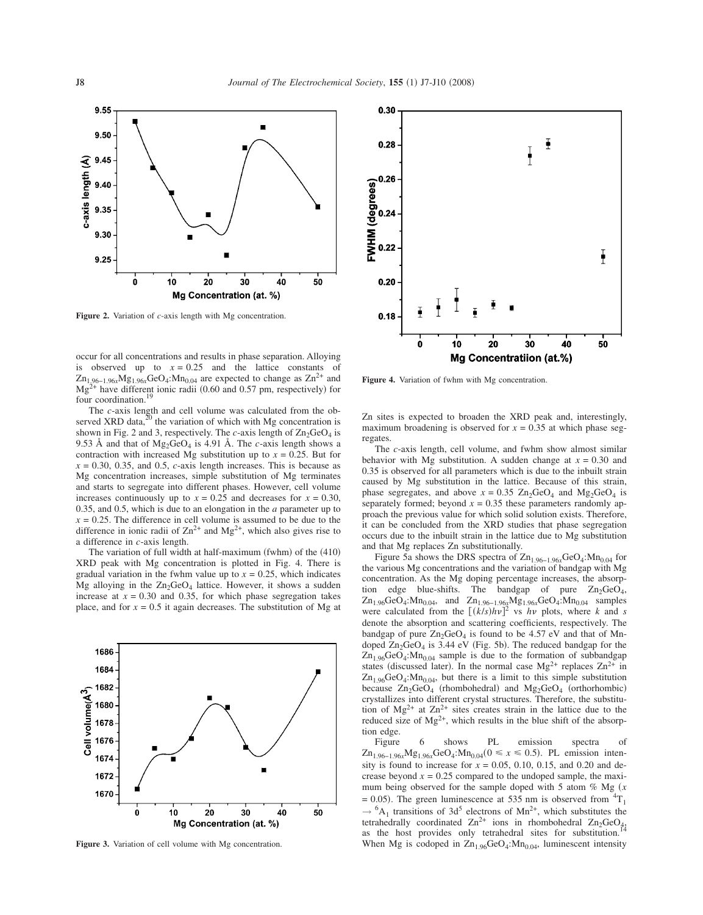Figure 2. Variation of $c$-axis length with Mg concentration.

occur for all concentrations and results in phase separation. Alloying is observed up to $x = 0.25$ and the lattice constants of $Zn_{1.96-1.96x}Mg_{1.96x}GeO_4:Mn_{0.04}$ are expected to change as $Zn^{2+}$ and $Mg^{2+}$ have different ionic radii (0.60 and 0.57 pm, respectively) for four coordination.[19]

The $c$-axis length and cell volume was calculated from the observed XRD data,[20] the variation of which with Mg concentration is shown in Fig. 2 and 3, respectively. The $c$-axis length of $Zn_2GeO_4$ is 9.53 Å and that of $Mg_2GeO_4$ is 4.91 Å. The $c$-axis length shows a contraction with increased Mg substitution up to $x = 0.25$. But for $x = 0.30$, 0.35, and 0.5, $c$-axis length increases. This is because as Mg concentration increases, simple substitution of Mg terminates and starts to segregate into different phases. However, cell volume increases continuously up to $x = 0.25$ and decreases for $x = 0.30$, 0.35, and 0.5, which is due to an elongation in the $a$ parameter up to $x = 0.25$. The difference in cell volume is assumed to be due to the difference in ionic radii of $Zn^{2+}$ and $Mg^{2+}$, which also gives rise to a difference in $c$-axis length.

The variation of full width at half-maximum (fwhm) of the (410) XRD peak with Mg concentration is plotted in Fig. 4. There is gradual variation in the fwhm value up to $x = 0.25$, which indicates Mg alloying in the $Zn_2GeO_4$ lattice. However, it shows a sudden increase at $x = 0.30$ and 0.35, for which phase segregation takes place, and for $x = 0.5$ it again decreases. The substitution of Mg at Zn sites is expected to broaden the XRD peak and, interestingly, maximum broadening is observed for $x = 0.35$ at which phase segregates.

Figure 3. Variation of cell volume with Mg concentration.

Figure 4. Variation of fwhm with Mg concentration.

The $c$-axis length, cell volume, and fwhm show almost similar behavior with Mg substitution. A sudden change at $x = 0.30$ and 0.35 is observed for all parameters which is due to the inbuilt strain caused by Mg substitution in the lattice. Because of this strain, phase segregates, and above $x = 0.35$ $Zn_2GeO_4$ and $Mg_2GeO_4$ is separately formed; beyond $x = 0.35$ these parameters randomly approach the previous value for which solid solution exists. Therefore, it can be concluded from the XRD studies that phase segregation occurs due to the inbuilt strain in the lattice due to Mg substitution and that Mg replaces Zn substitutionally.

Figure 5a shows the DRS spectra of $Zn_{1.96-1.96x}GeO_4:Mn_{0.04}$ for the various Mg concentrations and the variation of bandgap with Mg concentration. As the Mg doping percentage increases, the absorption edge blue-shifts. The bandgap of pure $Zn_2GeO_4$, $Zn_{1.96}GeO_4:Mn_{0.04}$, and $Zn_{1.96-1.96x}Mg_{1.96x}GeO_4:Mn_{0.04}$ samples were calculated from the $[(k/s)h\nu]^2$ vs $h\nu$ plots, where $k$ and $s$ denote the absorption and scattering coefficients, respectively. The bandgap of pure $Zn_2GeO_4$ is found to be 4.57 eV and that of Mn-doped $Zn_2GeO_4$ is 3.44 eV (Fig. 5b). The reduced bandgap for the $Zn_{1.96}GeO_4:Mn_{0.04}$ sample is due to the formation of subbandgap states (discussed later). In the normal case $Mg^{2+}$ replaces $Zn^{2+}$ in $Zn_{1.96}GeO_4:Mn_{0.04}$, but there is a limit to this simple substitution because $Zn_2GeO_4$ (rhombohedral) and $Mg_2GeO_4$ (orthorhombic) crystallizes into different crystal structures. Therefore, the substitution of $Mg^{2+}$ at $Zn^{2+}$ sites creates strain in the lattice due to the reduced size of $Mg^{2+}$, which results in the blue shift of the absorption edge.

Figure 6 shows PL emission spectra of $Zn_{1.96-1.96x}Mg_{1.96x}GeO_4:Mn_{0.04}(0 \leqslant x \leqslant 0.5)$. PL emission intensity is found to increase for $x = 0.05$, 0.10, 0.15, and 0.20 and decrease beyond $x = 0.25$ compared to the undoped sample, the maximum being observed for the sample doped with 5 atom % Mg ($x = 0.05$). The green luminescence at 535 nm is observed from ${}^4T_1 \rightarrow {}^6A_1$ transitions of $3d^5$ electrons of $Mn^{2+}$, which substitutes the tetrahedrally coordinated $Zn^{2+}$ ions in rhombohedral $Zn_2GeO_4$, as the host provides only tetrahedral sites for substitution.[14] When Mg is codoped in $Zn_{1.96}GeO_4:Mn_{0.04}$, luminescent intensity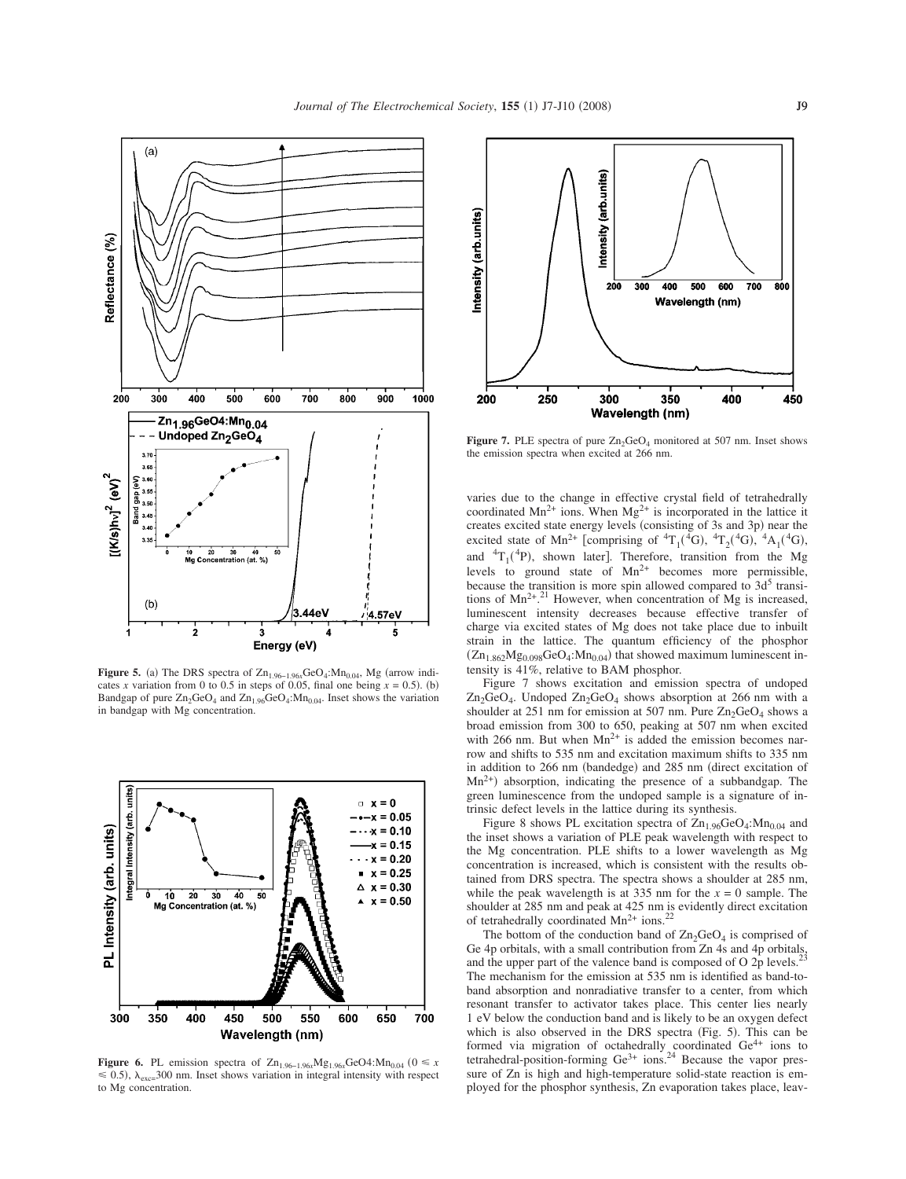**Figure 5.** (a) The DRS spectra of $Zn_{1.96-1.96x}GeO_4:Mn_{0.04}$, Mg (arrow indicates $x$ variation from 0 to 0.5 in steps of 0.05, final one being $x = 0.5$). (b) Bandgap of pure $Zn_2GeO_4$ and $Zn_{1.96}GeO_4:Mn_{0.04}$. Inset shows the variation in bandgap with Mg concentration.

**Figure 6.** PL emission spectra of $Zn_{1.96-1.96x}Mg_{1.96x}GeO4:Mn_{0.04}$ ($0 \leqslant x \leqslant 0.5$), $\lambda_{exc}$=300 nm. Inset shows variation in integral intensity with respect to Mg concentration.

**Figure 7.** PLE spectra of pure $Zn_2GeO_4$ monitored at 507 nm. Inset shows the emission spectra when excited at 266 nm.

varies due to the change in effective crystal field of tetrahedrally coordinated $Mn^{2+}$ ions. When $Mg^{2+}$ is incorporated in the lattice it creates excited state energy levels (consisting of 3s and 3p) near the excited state of $Mn^{2+}$ [comprising of ${}^4T_1({}^4G)$, ${}^4T_2({}^4G)$, ${}^4A_1({}^4G)$, and ${}^4T_1({}^4P)$, shown later]. Therefore, transition from the Mg levels to ground state of $Mn^{2+}$ becomes more permissible, because the transition is more spin allowed compared to $3d^5$ transitions of $Mn^{2+}$.[21] However, when concentration of Mg is increased, luminescent intensity decreases because effective transfer of charge via excited states of Mg does not take place due to inbuilt strain in the lattice. The quantum efficiency of the phosphor ($Zn_{1.862}Mg_{0.098}GeO_4:Mn_{0.04}$) that showed maximum luminescent intensity is 41%, relative to BAM phosphor.

Figure 7 shows excitation and emission spectra of undoped $Zn_2GeO_4$. Undoped $Zn_2GeO_4$ shows absorption at 266 nm with a shoulder at 251 nm for emission at 507 nm. Pure $Zn_2GeO_4$ shows a broad emission from 300 to 650, peaking at 507 nm when excited with 266 nm. But when $Mn^{2+}$ is added the emission becomes narrow and shifts to 535 nm and excitation maximum shifts to 335 nm in addition to 266 nm (bandedge) and 285 nm (direct excitation of $Mn^{2+}$) absorption, indicating the presence of a subbandgap. The green luminescence from the undoped sample is a signature of intrinsic defect levels in the lattice during its synthesis.

Figure 8 shows PL excitation spectra of $Zn_{1.96}GeO_4:Mn_{0.04}$ and the inset shows a variation of PLE peak wavelength with respect to the Mg concentration. PLE shifts to a lower wavelength as Mg concentration is increased, which is consistent with the results obtained from DRS spectra. The spectra shows a shoulder at 285 nm, while the peak wavelength is at 335 nm for the $x = 0$ sample. The shoulder at 285 nm and peak at 425 nm is evidently direct excitation of tetrahedrally coordinated $Mn^{2+}$ ions.[22]

The bottom of the conduction band of $Zn_2GeO_4$ is comprised of Ge 4p orbitals, with a small contribution from Zn 4s and 4p orbitals, and the upper part of the valence band is composed of O 2p levels.[23] The mechanism for the emission at 535 nm is identified as band-to-band absorption and nonradiative transfer to a center, from which resonant transfer to activator takes place. This center lies nearly 1 eV below the conduction band and is likely to be an oxygen defect which is also observed in the DRS spectra (Fig. 5). This can be formed via migration of octahedrally coordinated $Ge^{4+}$ ions to tetrahedral-position-forming $Ge^{3+}$ ions.[24] Because the vapor pressure of Zn is high and high-temperature solid-state reaction is employed for the phosphor synthesis, Zn evaporation takes place, leav-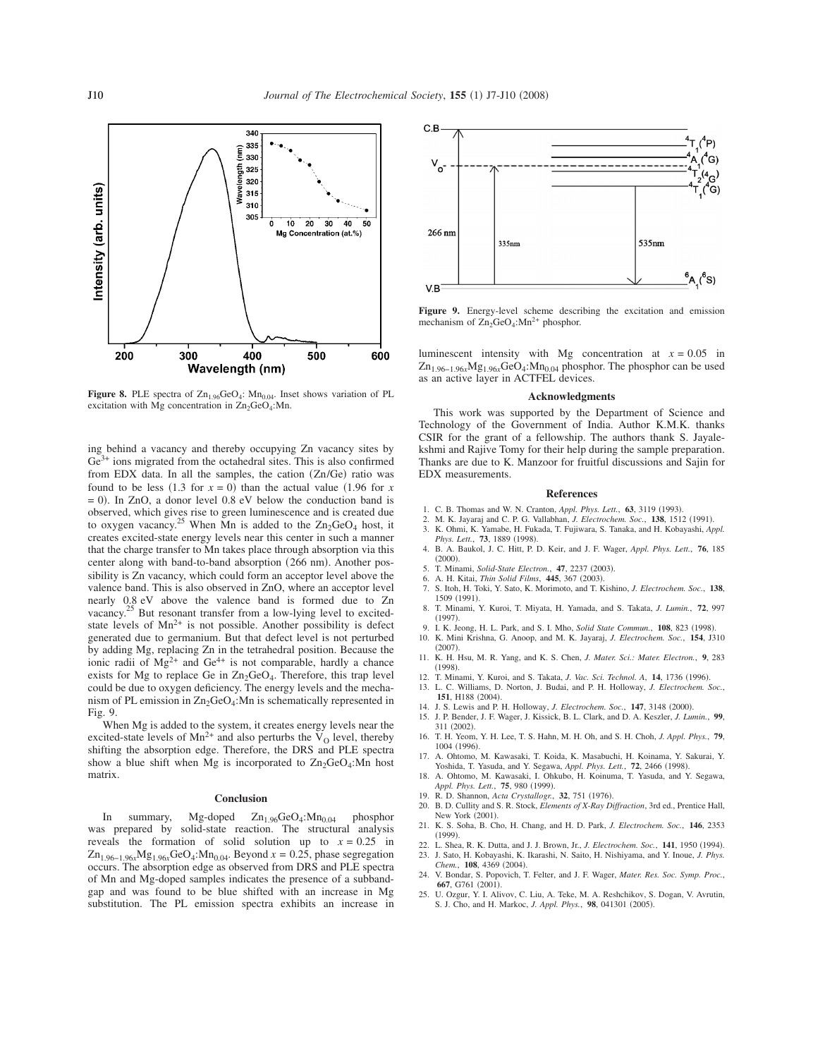Intensity (arb. units)

Wavelength (nm)

200 300 400 500 600

Wavelength (nm)

340 335 330 325 320 315 310 305

0 10 20 30 40 50

Mg Concentration (at.%)

**Figure 8.** PLE spectra of $Zn_{1.96}GeO_4$: $Mn_{0.04}$. Inset shows variation of PL excitation with Mg concentration in $Zn_2GeO_4$:Mn.

ing behind a vacancy and thereby occupying Zn vacancy sites by $Ge^{3+}$ ions migrated from the octahedral sites. This is also confirmed from EDX data. In all the samples, the cation (Zn/Ge) ratio was found to be less (1.3 for $x = 0$) than the actual value (1.96 for $x = 0$). In ZnO, a donor level 0.8 eV below the conduction band is observed, which gives rise to green luminescence and is created due to oxygen vacancy.[25] When Mn is added to the $Zn_2GeO_4$ host, it creates excited-state energy levels near this center in such a manner that the charge transfer to Mn takes place through absorption via this center along with band-to-band absorption (266 nm). Another possibility is Zn vacancy, which could form an acceptor level above the valence band. This is also observed in ZnO, where an acceptor level nearly 0.8 eV above the valence band is formed due to Zn vacancy.[25] But resonant transfer from a low-lying level to excited-state levels of $Mn^{2+}$ is not possible. Another possibility is defect generated due to germanium. But that defect level is not performed by adding Mg, replacing Zn in the tetrahedral position. Because the ionic radii of $Mg^{2+}$ and $Ge^{4+}$ is not comparable, hardly a chance exists for Mg to replace Ge in $Zn_2GeO_4$. Therefore, this trap level could be due to oxygen deficiency. The energy levels and the mechanism of PL emission in $Zn_2GeO_4$:Mn is schematically represented in Fig. 9.

When Mg is added to the system, it creates energy levels near the excited-state levels of $Mn^{2+}$ and also perturbs the $V_O$ level, thereby shifting the absorption edge. Therefore, the DRS and PLE spectra show a blue shift when Mg is incorporated to $Zn_2GeO_4$:Mn host matrix.

## Conclusion

In summary, Mg-doped $Zn_{1.96}GeO_4$:$Mn_{0.04}$ phosphor was prepared by solid-state reaction. The structural analysis reveals the formation of solid solution up to $x = 0.25$ in $Zn_{1.96-1.96x}Mg_{1.96x}GeO_4$:$Mn_{0.04}$. Beyond $x = 0.25$, phase segregation occurs. The absorption edge as observed from DRS and PLE spectra of Mn and Mg-doped samples indicates the presence of a subbandgap and was found to be blue shifted with an increase in Mg substitution. The PL emission spectra exhibits an increase in luminescent intensity with Mg concentration at $x = 0.05$ in $Zn_{1.96-1.96x}Mg_{1.96x}GeO_4$:$Mn_{0.04}$ phosphor. The phosphor can be used as an active layer in ACTFEL devices.

C.B

V.B

$V_o$

266 nm

335nm

535nm

$^4T_1(^4P)$

$^4A_1(^4G)$

$^4T_2(^4G)$

$^4T_1(^4G)$

$^6A_1(^6S)$

**Figure 9.** Energy-level scheme describing the excitation and emission mechanism of $Zn_2GeO_4$:$Mn^{2+}$ phosphor.

## Acknowledgments

This work was supported by the Department of Science and Technology of the Government of India. Author K.M.K. thanks CSIR for the grant of a fellowship. The authors thank S. Jayalekshmi and Rajive Tomy for their help during the sample preparation. Thanks are due to K. Manzoor for fruitful discussions and Sajin for EDX measurements.

## References

1. C. B. Thomas and W. N. Cranton, *Appl. Phys. Lett.*, **63**, 3119 (1993).
2. M. K. Jayaraj and C. P. G. Vallabhan, *J. Electrochem. Soc.*, **138**, 1512 (1991).
3. K. Ohmi, K. Yamabe, H. Fukada, T. Fujiwara, S. Tanaka, and H. Kobayashi, *Appl. Phys. Lett.*, **73**, 1889 (1998).
4. B. A. Baukol, J. C. Hitt, P. D. Keir, and J. F. Wager, *Appl. Phys. Lett.*, **76**, 185 (2000).
5. T. Minami, *Solid-State Electron.*, **47**, 2237 (2003).
6. A. H. Kitai, *Thin Solid Films*, **445**, 367 (2003).
7. S. Itoh, H. Toki, Y. Sato, K. Morimoto, and T. Kishino, *J. Electrochem. Soc.*, **138**, 1509 (1991).
8. T. Minami, Y. Kuroi, T. Miyata, H. Yamada, and S. Takata, *J. Lumin.*, **72**, 997 (1997).
9. I. K. Jeong, H. L. Park, and S. I. Mho, *Solid State Commun.*, **108**, 823 (1998).
10. K. Mini Krishna, G. Anoop, and M. K. Jayaraj, *J. Electrochem. Soc.*, **154**, J310 (2007).
11. K. H. Hsu, M. R. Yang, and K. S. Chen, *J. Mater. Sci.: Mater. Electron.*, **9**, 283 (1998).
12. T. Minami, Y. Kuroi, and S. Takata, *J. Vac. Sci. Technol. A*, **14**, 1736 (1996).
13. L. C. Williams, D. Norton, J. Budai, and P. H. Holloway, *J. Electrochem. Soc.*, **151**, H188 (2004).
14. J. S. Lewis and P. H. Holloway, *J. Electrochem. Soc.*, **147**, 3148 (2000).
15. J. P. Bender, J. F. Wager, J. Kissick, B. L. Clark, and D. A. Keszler, *J. Lumin.*, **99**, 311 (2002).
16. T. H. Yeom, Y. H. Lee, T. S. Hahn, M. H. Oh, and S. H. Choh, *J. Appl. Phys.*, **79**, 1004 (1996).
17. A. Ohtomo, M. Kawasaki, T. Koida, K. Masabuchi, H. Koinama, Y. Sakurai, Y. Yoshida, T. Yasuda, and Y. Segawa, *Appl. Phys. Lett.*, **72**, 2466 (1998).
18. A. Ohtomo, M. Kawasaki, I. Ohkubo, H. Koinuma, T. Yasuda, and Y. Segawa, *Appl. Phys. Lett.*, **75**, 980 (1999).
19. R. D. Shannon, *Acta Crystallogr.*, **32**, 751 (1976).
20. B. D. Cullity and S. R. Stock, *Elements of X-Ray Diffraction*, 3rd ed., Prentice Hall, New York (2001).
21. K. S. Soha, B. Cho, H. Chang, and H. D. Park, *J. Electrochem. Soc.*, **146**, 2353 (1999).
22. L. Shea, R. K. Dutta, and J. J. Brown, Jr., *J. Electrochem. Soc.*, **141**, 1950 (1994).
23. J. Sato, H. Kobayashi, K. Ikarashi, N. Saito, H. Nishiyama, and Y. Inoue, *J. Phys. Chem.*, **108**, 4369 (2004).
24. V. Bondar, S. Popovich, T. Felter, and J. F. Wager, *Mater. Res. Soc. Symp. Proc.*, **667**, G761 (2001).
25. U. Ozgur, Y. I. Alivov, C. Liu, A. Teke, M. A. Reshchikov, S. Dogan, V. Avrutin, S. J. Cho, and H. Markoc, *J. Appl. Phys.*, **98**, 041301 (2005).